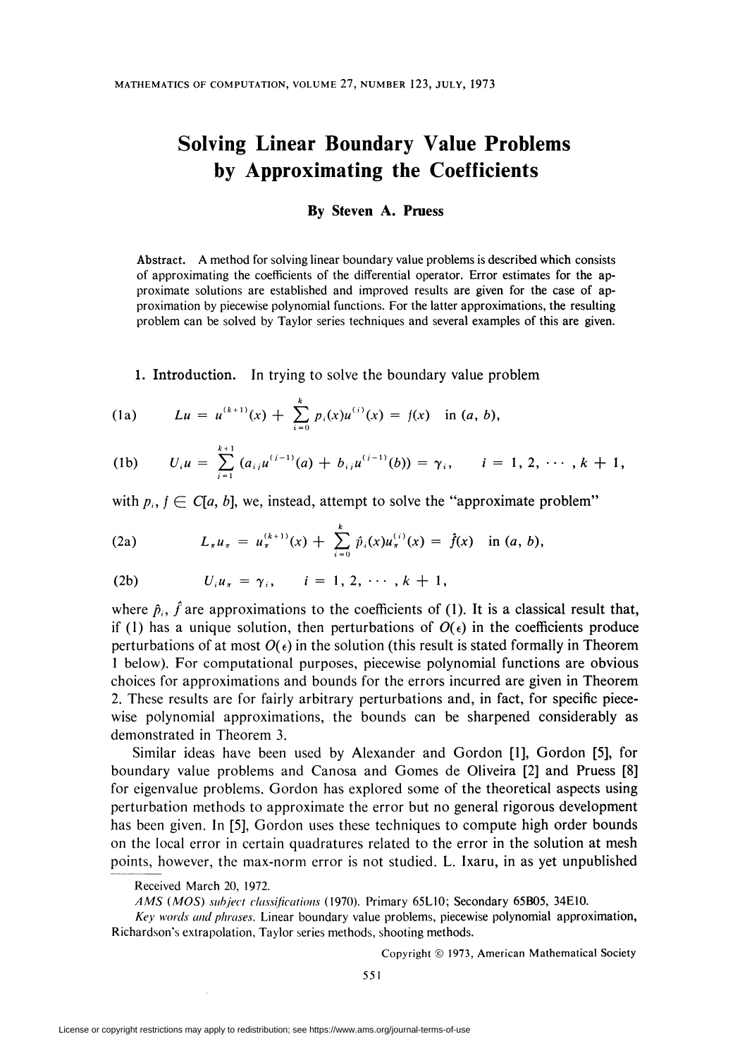# Solving Linear Boundary Value Problems by Approximating the Coefficients

**By Steven A. Pruess**

**Abstract.** A method for solving linear boundary value problems is described which consists of approximating the coefficients of the differential operator. Error estimates for the approximate solutions are established and improved results are given for the case of approximation by piecewise polynomial functions. For the latter approximations, the resulting problem can be solved by Taylor series techniques and several examples of this are given.

**1. Introduction.** In trying to solve the boundary value problem

$$Lu = u^{(k+1)}(x) + \sum_{i=0}^{k} p_i(x)u^{(i)}(x) = f(x) \quad \text{in } (a, b), \tag{1a}$$

$$U_i u = \sum_{j=1}^{k+1} (a_{ij}u^{(j-1)}(a) + b_{ij}u^{(j-1)}(b)) = \gamma_i, \qquad i = 1, 2, \cdots, k+1, \tag{1b}$$

with $p_i, f \in C[a, b]$, we, instead, attempt to solve the "approximate problem"

$$L_\pi u_\pi = u_\pi^{(k+1)}(x) + \sum_{i=0}^{k} \hat{p}_i(x)u_\pi^{(i)}(x) = \hat{f}(x) \quad \text{in } (a, b), \tag{2a}$$

$$U_i u_\pi = \gamma_i, \qquad i = 1, 2, \cdots, k+1, \tag{2b}$$

where $\hat{p}_i$, $\hat{f}$ are approximations to the coefficients of (1). It is a classical result that, if (1) has a unique solution, then perturbations of $O(\epsilon)$ in the coefficients produce perturbations of at most $O(\epsilon)$ in the solution (this result is stated formally in Theorem 1 below). For computational purposes, piecewise polynomial functions are obvious choices for approximations and bounds for the errors incurred are given in Theorem 2. These results are for fairly arbitrary perturbations and, in fact, for specific piecewise polynomial approximations, the bounds can be sharpened considerably as demonstrated in Theorem 3.

Similar ideas have been used by Alexander and Gordon [1], Gordon [5], for boundary value problems and Canosa and Gomes de Oliveira [2] and Pruess [8] for eigenvalue problems. Gordon has explored some of the theoretical aspects using perturbation methods to approximate the error but no general rigorous development has been given. In [5], Gordon uses these techniques to compute high order bounds on the local error in certain quadratures related to the error in the solution at mesh points, however, the max-norm error is not studied. L. Ixaru, in as yet unpublished

---

Received March 20, 1972.

*AMS (MOS) subject classifications* (1970). Primary 65L10; Secondary 65B05, 34E10.

*Key words and phrases.* Linear boundary value problems, piecewise polynomial approximation, Richardson's extrapolation, Taylor series methods, shooting methods.

Copyright © 1973, American Mathematical Society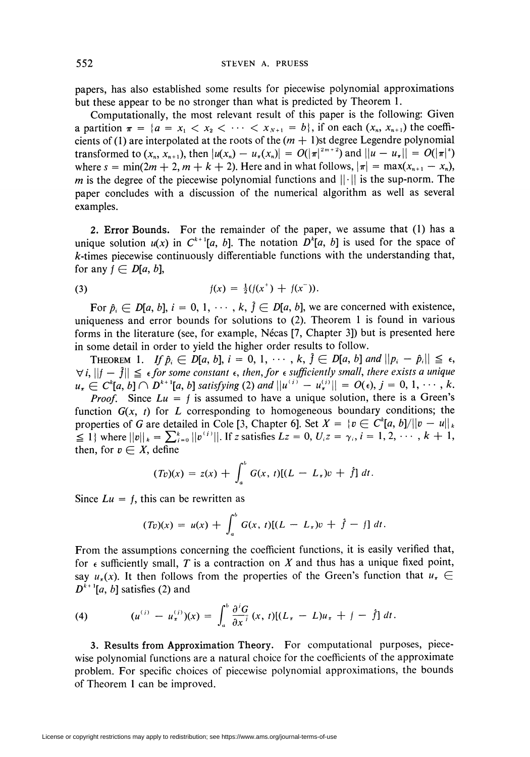papers, has also established some results for piecewise polynomial approximations but these appear to be no stronger than what is predicted by Theorem 1.

Computationally, the most relevant result of this paper is the following: Given a partition $\pi = \{a = x_1 < x_2 < \cdots < x_{N+1} = b\}$, if on each $(x_n, x_{n+1})$ the coefficients of (1) are interpolated at the roots of the $(m + 1)$st degree Legendre polynomial transformed to $(x_n, x_{n+1})$, then $|u(x_n) - u_\pi(x_n)| = O(|\pi|^{2m+2})$ and $||u - u_\pi|| = O(|\pi|^s)$ where $s = \min(2m + 2, m + k + 2)$. Here and in what follows, $|\pi| = \max(x_{n+1} - x_n)$, $m$ is the degree of the piecewise polynomial functions and $||\cdot||$ is the sup-norm. The paper concludes with a discussion of the numerical algorithm as well as several examples.

**2. Error Bounds.** For the remainder of the paper, we assume that (1) has a unique solution $u(x)$ in $C^{k+1}[a, b]$. The notation $D^k[a, b]$ is used for the space of $k$-times piecewise continuously differentiable functions with the understanding that, for any $f \in D[a, b]$,

$$f(x) = \tfrac{1}{2}(f(x^+) + f(x^-)). \tag{3}$$

For $\hat{p}_i \in D[a, b]$, $i = 0, 1, \cdots, k$, $\hat{f} \in D[a, b]$, we are concerned with existence, uniqueness and error bounds for solutions to (2). Theorem 1 is found in various forms in the literature (see, for example, Nécas [7, Chapter 3]) but is presented here in some detail in order to yield the higher order results to follow.

THEOREM 1. *If $\hat{p}_i \in D[a, b]$, $i = 0, 1, \cdots, k$, $\hat{f} \in D[a, b]$ and $||p_i - \hat{p}_i|| \leqq \epsilon$, $\forall i$, $||f - \hat{f}|| \leqq \epsilon$ for some constant $\epsilon$, then, for $\epsilon$ sufficiently small, there exists a unique $u_\pi \in C^k[a, b] \cap D^{k+1}[a, b]$ satisfying (2) and $||u^{(j)} - u_\pi^{(j)}|| = O(\epsilon)$, $j = 0, 1, \cdots, k$.*

*Proof.* Since $Lu = f$ is assumed to have a unique solution, there is a Green's function $G(x, t)$ for $L$ corresponding to homogeneous boundary conditions; the properties of $G$ are detailed in Cole [3, Chapter 6]. Set $X = \{v \in C^k[a, b]/||v - u||_k \leqq 1\}$ where $||v||_k = \sum_{i=0}^k ||v^{(i)}||$. If $z$ satisfies $Lz = 0$, $U_i z = \gamma_i$, $i = 1, 2, \cdots, k + 1$, then, for $v \in X$, define

$$(Tv)(x) = z(x) + \int_a^b G(x, t)[(L - L_\pi)v + \hat{f}]\, dt.$$

Since $Lu = f$, this can be rewritten as

$$(Tv)(x) = u(x) + \int_a^b G(x, t)[(L - L_\pi)v + \hat{f} - f]\, dt.$$

From the assumptions concerning the coefficient functions, it is easily verified that, for $\epsilon$ sufficiently small, $T$ is a contraction on $X$ and thus has a unique fixed point, say $u_\pi(x)$. It then follows from the properties of the Green's function that $u_\pi \in D^{k+1}[a, b]$ satisfies (2) and

$$(u^{(j)} - u_\pi^{(j)})(x) = \int_a^b \frac{\partial^j G}{\partial x^j}(x, t)[(L_\pi - L)u_\pi + f - \hat{f}]\, dt. \tag{4}$$

**3. Results from Approximation Theory.** For computational purposes, piecewise polynomial functions are a natural choice for the coefficients of the approximate problem. For specific choices of piecewise polynomial approximations, the bounds of Theorem 1 can be improved.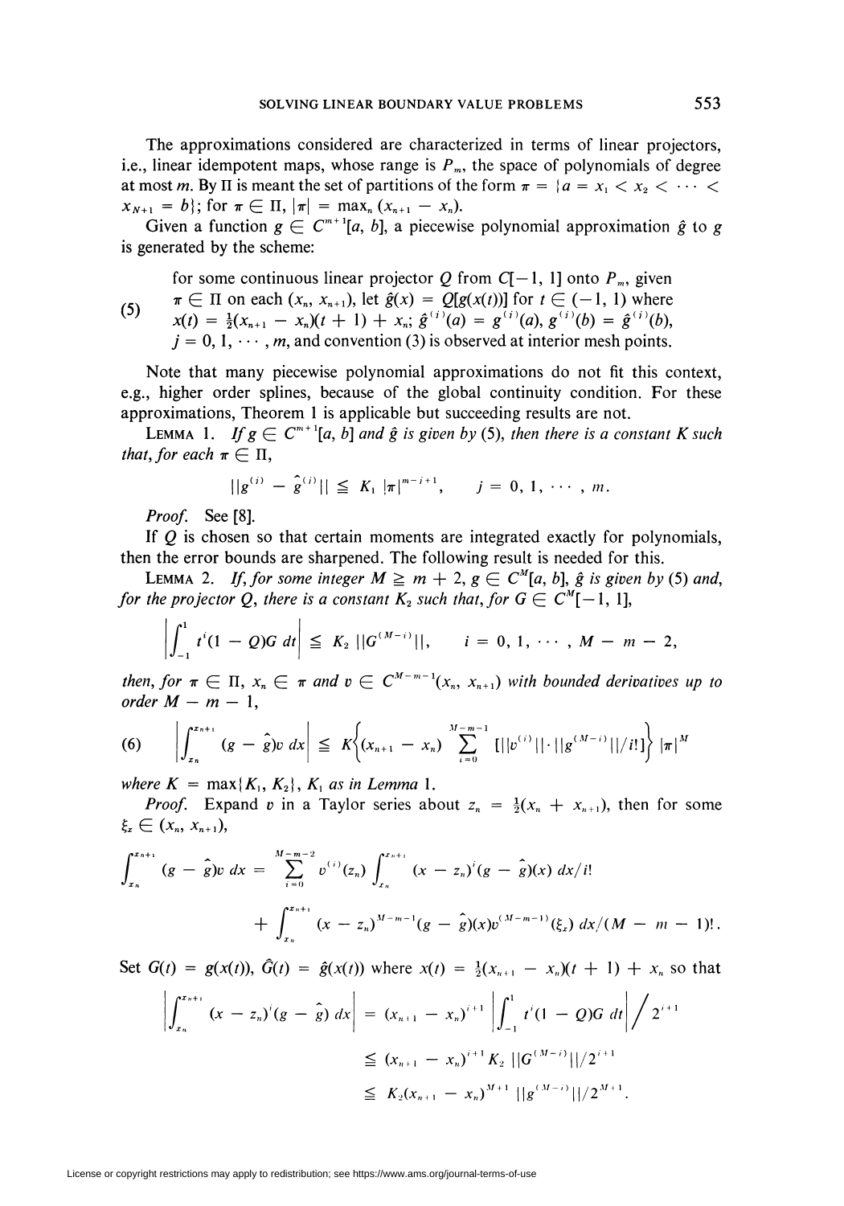The approximations considered are characterized in terms of linear projectors, i.e., linear idempotent maps, whose range is $P_m$, the space of polynomials of degree at most $m$. By $\Pi$ is meant the set of partitions of the form $\pi = \{a = x_1 < x_2 < \cdots < x_{N+1} = b\}$; for $\pi \in \Pi$, $|\pi| = \max_n (x_{n+1} - x_n)$.

Given a function $g \in C^{m+1}[a, b]$, a piecewise polynomial approximation $\hat{g}$ to $g$ is generated by the scheme:

(5) for some continuous linear projector $Q$ from $C[-1, 1]$ onto $P_m$, given $\pi \in \Pi$ on each $(x_n, x_{n+1})$, let $\hat{g}(x) = Q[g(x(t))]$ for $t \in (-1, 1)$ where $x(t) = \frac{1}{2}(x_{n+1} - x_n)(t + 1) + x_n$; $\hat{g}^{(j)}(a) = g^{(j)}(a)$, $g^{(j)}(b) = \hat{g}^{(j)}(b)$, $j = 0, 1, \cdots, m$, and convention (3) is observed at interior mesh points.

Note that many piecewise polynomial approximations do not fit this context, e.g., higher order splines, because of the global continuity condition. For these approximations, Theorem 1 is applicable but succeeding results are not.

LEMMA 1. *If $g \in C^{m+1}[a, b]$ and $\hat{g}$ is given by (5), then there is a constant $K$ such that, for each $\pi \in \Pi$,*

$$||g^{(j)} - \hat{g}^{(j)}|| \leqq K_1 |\pi|^{m-j+1}, \qquad j = 0, 1, \cdots, m.$$

*Proof.* See [8].

If $Q$ is chosen so that certain moments are integrated exactly for polynomials, then the error bounds are sharpened. The following result is needed for this.

LEMMA 2. *If, for some integer $M \geqq m + 2$, $g \in C^M[a, b]$, $\hat{g}$ is given by (5) and, for the projector $Q$, there is a constant $K_2$ such that, for $G \in C^M[-1, 1]$,*

$$\left| \int_{-1}^{1} t^i (1 - Q) G \, dt \right| \leqq K_2 ||G^{(M-i)}||, \qquad i = 0, 1, \cdots, M - m - 2,$$

*then, for $\pi \in \Pi$, $x_n \in \pi$ and $v \in C^{M-m-1}(x_n, x_{n+1})$ with bounded derivatives up to order $M - m - 1$,*

$$\left| \int_{x_n}^{x_{n+1}} (g - \hat{g}) v \, dx \right| \leqq K \left\{ (x_{n+1} - x_n) \sum_{i=0}^{M-m-1} [||v^{(i)}|| \cdot ||g^{(M-i)}|| / i!] \right\} |\pi|^M \tag{6}$$

*where $K = \max\{K_1, K_2\}$, $K_1$ as in Lemma 1.*

*Proof.* Expand $v$ in a Taylor series about $z_n = \frac{1}{2}(x_n + x_{n+1})$, then for some $\xi_x \in (x_n, x_{n+1})$,

$$\int_{x_n}^{x_{n+1}} (g - \hat{g}) v \, dx = \sum_{i=0}^{M-m-2} v^{(i)}(z_n) \int_{x_n}^{x_{n+1}} (x - z_n)^i (g - \hat{g})(x) \, dx / i!$$

$$+ \int_{x_n}^{x_{n+1}} (x - z_n)^{M-m-1} (g - \hat{g})(x) v^{(M-m-1)}(\xi_x) \, dx / (M - m - 1)!.$$

Set $G(t) = g(x(t))$, $\hat{G}(t) = \hat{g}(x(t))$ where $x(t) = \frac{1}{2}(x_{n+1} - x_n)(t + 1) + x_n$ so that

$$\left| \int_{x_n}^{x_{n+1}} (x - z_n)^i (g - \hat{g}) \, dx \right| = (x_{n+1} - x_n)^{i+1} \left| \int_{-1}^{1} t^i (1 - Q) G \, dt \right| \Big/ 2^{i+1}$$

$$\leqq (x_{n+1} - x_n)^{i+1} K_2 ||G^{(M-i)}|| / 2^{i+1}$$

$$\leqq K_2 (x_{n+1} - x_n)^{M+1} ||g^{(M-i)}|| / 2^{M+1}.$$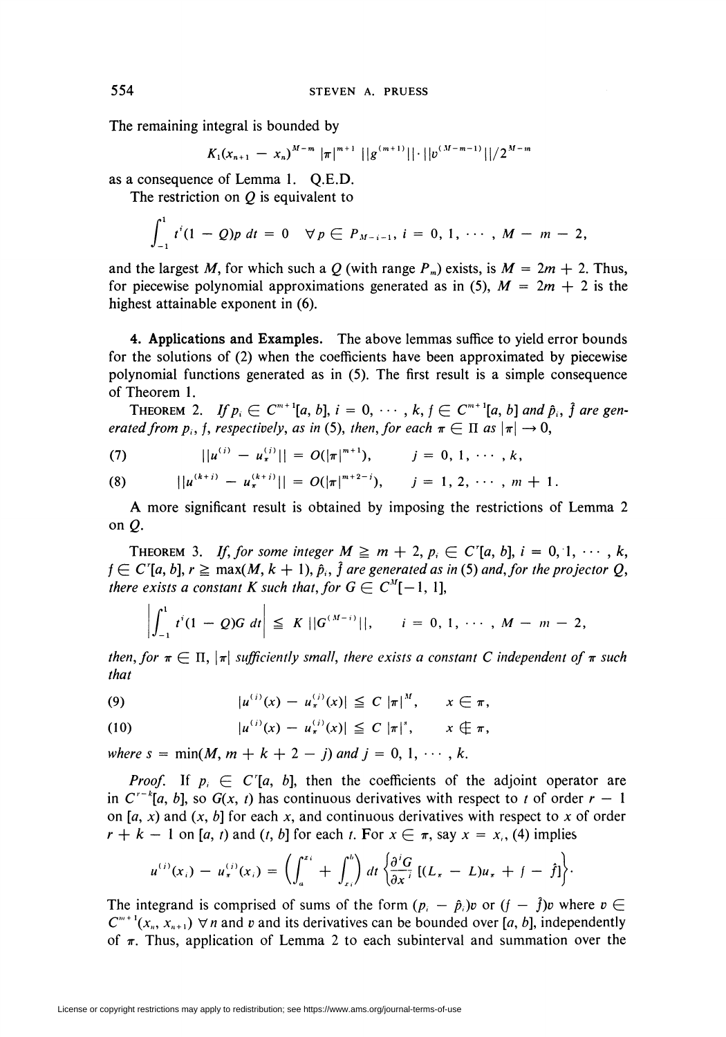The remaining integral is bounded by

$$K_1(x_{n+1} - x_n)^{M-m} |\pi|^{m+1} ||g^{(m+1)}|| \cdot ||v^{(M-m-1)}||/2^{M-m}$$

as a consequence of Lemma 1. Q.E.D.

The restriction on $Q$ is equivalent to

$$\int_{-1}^{1} t^i(1 - Q)p\, dt = 0 \quad \forall p \in P_{M-i-1},\ i = 0, 1, \cdots, M - m - 2,$$

and the largest $M$, for which such a $Q$ (with range $P_m$) exists, is $M = 2m + 2$. Thus, for piecewise polynomial approximations generated as in (5), $M = 2m + 2$ is the highest attainable exponent in (6).

**4. Applications and Examples.** The above lemmas suffice to yield error bounds for the solutions of (2) when the coefficients have been approximated by piecewise polynomial functions generated as in (5). The first result is a simple consequence of Theorem 1.

THEOREM 2. *If* $p_i \in C^{m+1}[a, b]$, $i = 0, \cdots, k$, $f \in C^{m+1}[a, b]$ *and* $\hat{p}_i$, $\hat{f}$ *are generated from* $p_i$, $f$, *respectively, as in* (5), *then, for each* $\pi \in \Pi$ *as* $|\pi| \to 0$,

$$(7) \qquad ||u^{(j)} - u_\pi^{(j)}|| = O(|\pi|^{m+1}), \qquad j = 0, 1, \cdots, k,$$

$$(8) \qquad ||u^{(k+j)} - u_\pi^{(k+j)}|| = O(|\pi|^{m+2-j}), \qquad j = 1, 2, \cdots, m + 1.$$

A more significant result is obtained by imposing the restrictions of Lemma 2 on $Q$.

THEOREM 3. *If, for some integer* $M \geq m + 2$, $p_i \in C^r[a, b]$, $i = 0, 1, \cdots, k$, $f \in C^r[a, b]$, $r \geq \max(M, k + 1)$, $\hat{p}_i$, $\hat{f}$ *are generated as in* (5) *and, for the projector* $Q$, *there exists a constant* $K$ *such that, for* $G \in C^M[-1, 1]$,

$$\left| \int_{-1}^{1} t^i(1 - Q)G\, dt \right| \leq K\, ||G^{(M-i)}||, \qquad i = 0, 1, \cdots, M - m - 2,$$

*then, for* $\pi \in \Pi$, $|\pi|$ *sufficiently small, there exists a constant* $C$ *independent of* $\pi$ *such that*

$$(9) \qquad |u^{(j)}(x) - u_\pi^{(j)}(x)| \leq C\, |\pi|^M, \qquad x \in \pi,$$

$$(10) \qquad |u^{(j)}(x) - u_\pi^{(j)}(x)| \leq C\, |\pi|^s, \qquad x \notin \pi,$$

*where* $s = \min(M, m + k + 2 - j)$ *and* $j = 0, 1, \cdots, k$.

*Proof.* If $p_i \in C^r[a, b]$, then the coefficients of the adjoint operator are in $C^{r-k}[a, b]$, so $G(x, t)$ has continuous derivatives with respect to $t$ of order $r - 1$ on $[a, x)$ and $(x, b]$ for each $x$, and continuous derivatives with respect to $x$ of order $r + k - 1$ on $[a, t)$ and $(t, b]$ for each $t$. For $x \in \pi$, say $x = x_i$, (4) implies

$$u^{(j)}(x_i) - u_\pi^{(j)}(x_i) = \left( \int_a^{x_i} + \int_{x_i}^{b} \right) dt \left\{ \frac{\partial^j G}{\partial x^j} [(L_\pi - L)u_\pi + f - \hat{f}] \right\}.$$

The integrand is comprised of sums of the form $(p_i - \hat{p}_i)v$ or $(f - \hat{f})v$ where $v \in C^{m+1}(x_n, x_{n+1})\ \forall n$ and $v$ and its derivatives can be bounded over $[a, b]$, independently of $\pi$. Thus, application of Lemma 2 to each subinterval and summation over the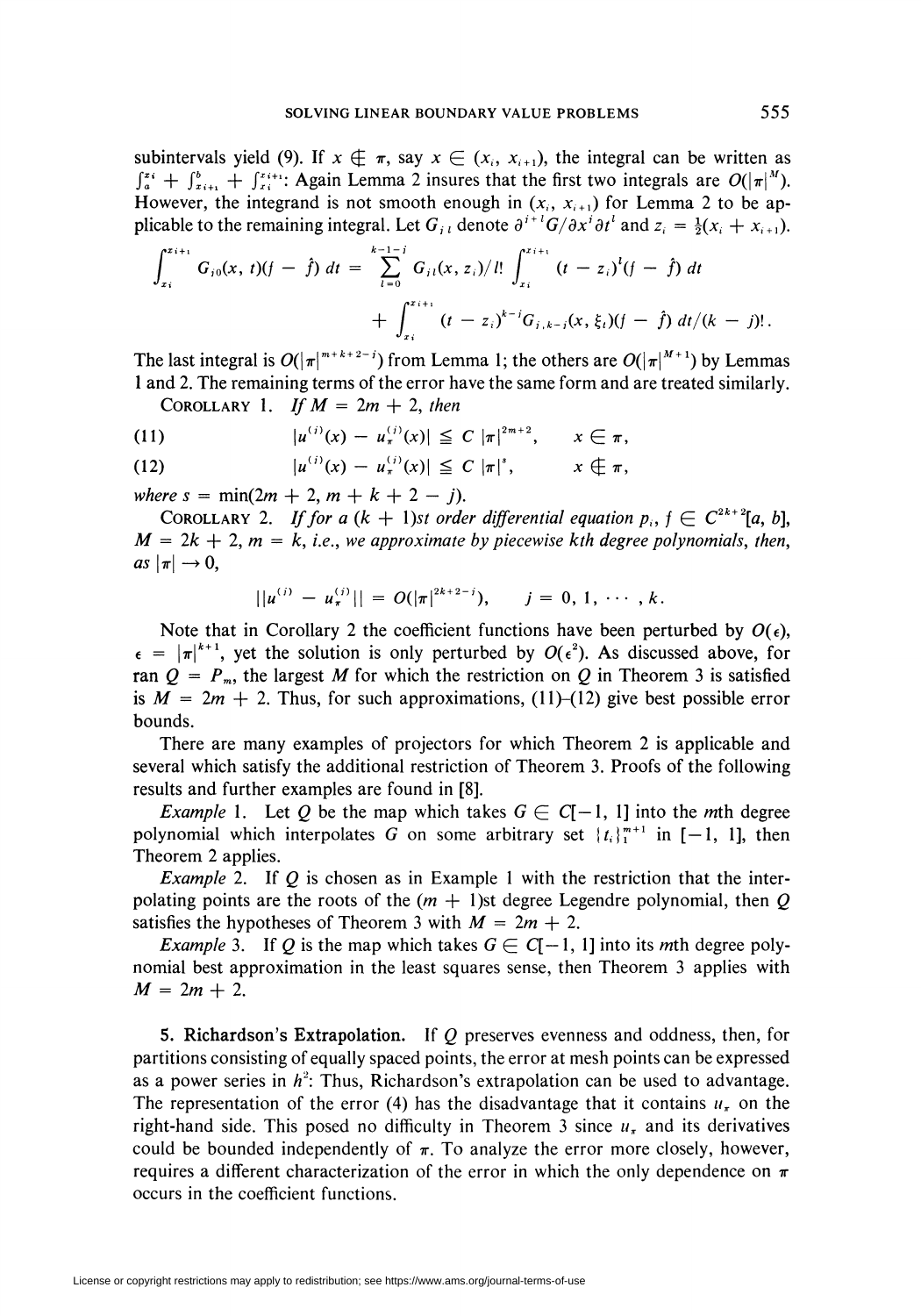subintervals yield (9). If $x \notin \pi$, say $x \in (x_i, x_{i+1})$, the integral can be written as $\int_a^{x_i} + \int_{x_{i+1}}^b + \int_{x_i}^{x_{i+1}}$: Again Lemma 2 insures that the first two integrals are $O(|\pi|^M)$. However, the integrand is not smooth enough in $(x_i, x_{i+1})$ for Lemma 2 to be applicable to the remaining integral. Let $G_{jl}$ denote $\partial^{j+l}G/\partial x^j \partial t^l$ and $z_i = \frac{1}{2}(x_i + x_{i+1})$.

$$\int_{x_i}^{x_{i+1}} G_{j0}(x, t)(f - \hat{f})\, dt = \sum_{l=0}^{k-1-j} G_{jl}(x, z_i)/l! \int_{x_i}^{x_{i+1}} (t - z_i)^l (f - \hat{f})\, dt$$
$$+ \int_{x_i}^{x_{i+1}} (t - z_i)^{k-j} G_{j,k-j}(x, \xi_i)(f - \hat{f})\, dt/(k - j)!.$$

The last integral is $O(|\pi|^{m+k+2-j})$ from Lemma 1; the others are $O(|\pi|^{M+1})$ by Lemmas 1 and 2. The remaining terms of the error have the same form and are treated similarly.

COROLLARY 1. *If $M = 2m + 2$, then*

$$|u^{(j)}(x) - u_\pi^{(j)}(x)| \leqq C\, |\pi|^{2m+2}, \qquad x \in \pi, \tag{11}$$

$$|u^{(j)}(x) - u_\pi^{(j)}(x)| \leqq C\, |\pi|^{s}, \qquad x \notin \pi, \tag{12}$$

*where $s = \min(2m + 2, m + k + 2 - j)$.*

COROLLARY 2. *If for a $(k + 1)$st order differential equation $p_i, f \in C^{2k+2}[a, b]$, $M = 2k + 2$, $m = k$, i.e., we approximate by piecewise $k$th degree polynomials, then, as $|\pi| \to 0$,*

$$\|u^{(j)} - u_\pi^{(j)}\| = O(|\pi|^{2k+2-j}), \qquad j = 0, 1, \cdots, k.$$

Note that in Corollary 2 the coefficient functions have been perturbed by $O(\epsilon)$, $\epsilon = |\pi|^{k+1}$, yet the solution is only perturbed by $O(\epsilon^2)$. As discussed above, for ran $Q = P_m$, the largest $M$ for which the restriction on $Q$ in Theorem 3 is satisfied is $M = 2m + 2$. Thus, for such approximations, (11)–(12) give best possible error bounds.

There are many examples of projectors for which Theorem 2 is applicable and several which satisfy the additional restriction of Theorem 3. Proofs of the following results and further examples are found in [8].

*Example* 1. Let $Q$ be the map which takes $G \in C[-1, 1]$ into the $m$th degree polynomial which interpolates $G$ on some arbitrary set $\{t_i\}_1^{m+1}$ in $[-1, 1]$, then Theorem 2 applies.

*Example* 2. If $Q$ is chosen as in Example 1 with the restriction that the interpolating points are the roots of the $(m + 1)$st degree Legendre polynomial, then $Q$ satisfies the hypotheses of Theorem 3 with $M = 2m + 2$.

*Example* 3. If $Q$ is the map which takes $G \in C[-1, 1]$ into its $m$th degree polynomial best approximation in the least squares sense, then Theorem 3 applies with $M = 2m + 2$.

**5. Richardson's Extrapolation.** If $Q$ preserves evenness and oddness, then, for partitions consisting of equally spaced points, the error at mesh points can be expressed as a power series in $h^2$: Thus, Richardson's extrapolation can be used to advantage. The representation of the error (4) has the disadvantage that it contains $u_\pi$ on the right-hand side. This posed no difficulty in Theorem 3 since $u_\pi$ and its derivatives could be bounded independently of $\pi$. To analyze the error more closely, however, requires a different characterization of the error in which the only dependence on $\pi$ occurs in the coefficient functions.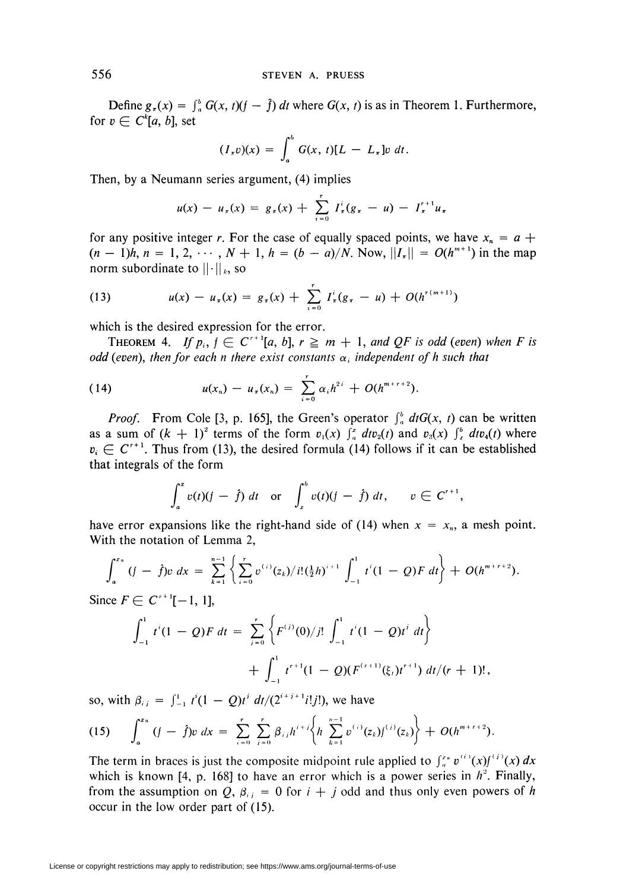Define $g_\pi(x) = \int_a^b G(x, t)(f - \hat{f})\, dt$ where $G(x, t)$ is as in Theorem 1. Furthermore, for $v \in C^k[a, b]$, set

$$(I_\pi v)(x) = \int_a^b G(x, t)[L - L_\pi]v\, dt.$$

Then, by a Neumann series argument, (4) implies

$$u(x) - u_\pi(x) = g_\pi(x) + \sum_{i=0}^{r} I_\pi^i(g_\pi - u) - I_\pi^{r+1} u_\pi$$

for any positive integer $r$. For the case of equally spaced points, we have $x_n = a + (n - 1)h$, $n = 1, 2, \cdots, N + 1$, $h = (b - a)/N$. Now, $\|I_\pi\| = O(h^{m+1})$ in the map norm subordinate to $\|\cdot\|_k$, so

$$u(x) - u_\pi(x) = g_\pi(x) + \sum_{i=0}^{r} I_\pi^i(g_\pi - u) + O(h^{r(m+1)}) \tag{13}$$

which is the desired expression for the error.

THEOREM 4. *If $p_i, f \in C^{r+1}[a, b]$, $r \geqq m + 1$, and $QF$ is odd (even) when $F$ is odd (even), then for each $n$ there exist constants $\alpha_i$ independent of $h$ such that*

$$u(x_n) - u_\pi(x_n) = \sum_{i=0}^{r} \alpha_i h^{2i} + O(h^{m+r+2}). \tag{14}$$

*Proof.* From Cole [3, p. 165], the Green's operator $\int_a^b dt G(x, t)$ can be written as a sum of $(k + 1)^2$ terms of the form $v_1(x) \int_a^x dt v_2(t)$ and $v_3(x) \int_x^b dt v_4(t)$ where $v_i \in C^{r+1}$. Thus from (13), the desired formula (14) follows if it can be established that integrals of the form

$$\int_a^x v(t)(f - \hat{f})\, dt \quad \text{or} \quad \int_x^b v(t)(f - \hat{f})\, dt, \qquad v \in C^{r+1},$$

have error expansions like the right-hand side of (14) when $x = x_n$, a mesh point. With the notation of Lemma 2,

$$\int_a^{x_n} (f - \hat{f})v\, dx = \sum_{k=1}^{n-1} \left\{ \sum_{i=0}^{r} v^{(i)}(z_k)/i!(\tfrac{1}{2}h)^{i+1} \int_{-1}^{1} t^i(1 - Q)F\, dt \right\} + O(h^{m+r+2}).$$

Since $F \in C^{r+1}[-1, 1]$,

$$\int_{-1}^{1} t^i(1 - Q)F\, dt = \sum_{j=0}^{r} \left\{ F^{(j)}(0)/j! \int_{-1}^{1} t^i(1 - Q)t^j\, dt \right\} + \int_{-1}^{1} t^{r+1}(1 - Q)(F^{(r+1)}(\xi_t)t^{r+1})\, dt/(r + 1)!,$$

so, with $\beta_{ij} = \int_{-1}^{1} t^i(1 - Q)t^j\, dt/(2^{i+j+1}i!j!)$, we have

$$\int_a^{x_n} (f - \hat{f})v\, dx = \sum_{i=0}^{r} \sum_{j=0}^{r} \beta_{ij} h^{i+j} \left\{ h \sum_{k=1}^{n-1} v^{(i)}(z_k) f^{(j)}(z_k) \right\} + O(h^{m+r+2}). \tag{15}$$

The term in braces is just the composite midpoint rule applied to $\int_a^{x_n} v^{(i)}(x) f^{(j)}(x)\, dx$ which is known [4, p. 168] to have an error which is a power series in $h^2$. Finally, from the assumption on $Q$, $\beta_{ij} = 0$ for $i + j$ odd and thus only even powers of $h$ occur in the low order part of (15).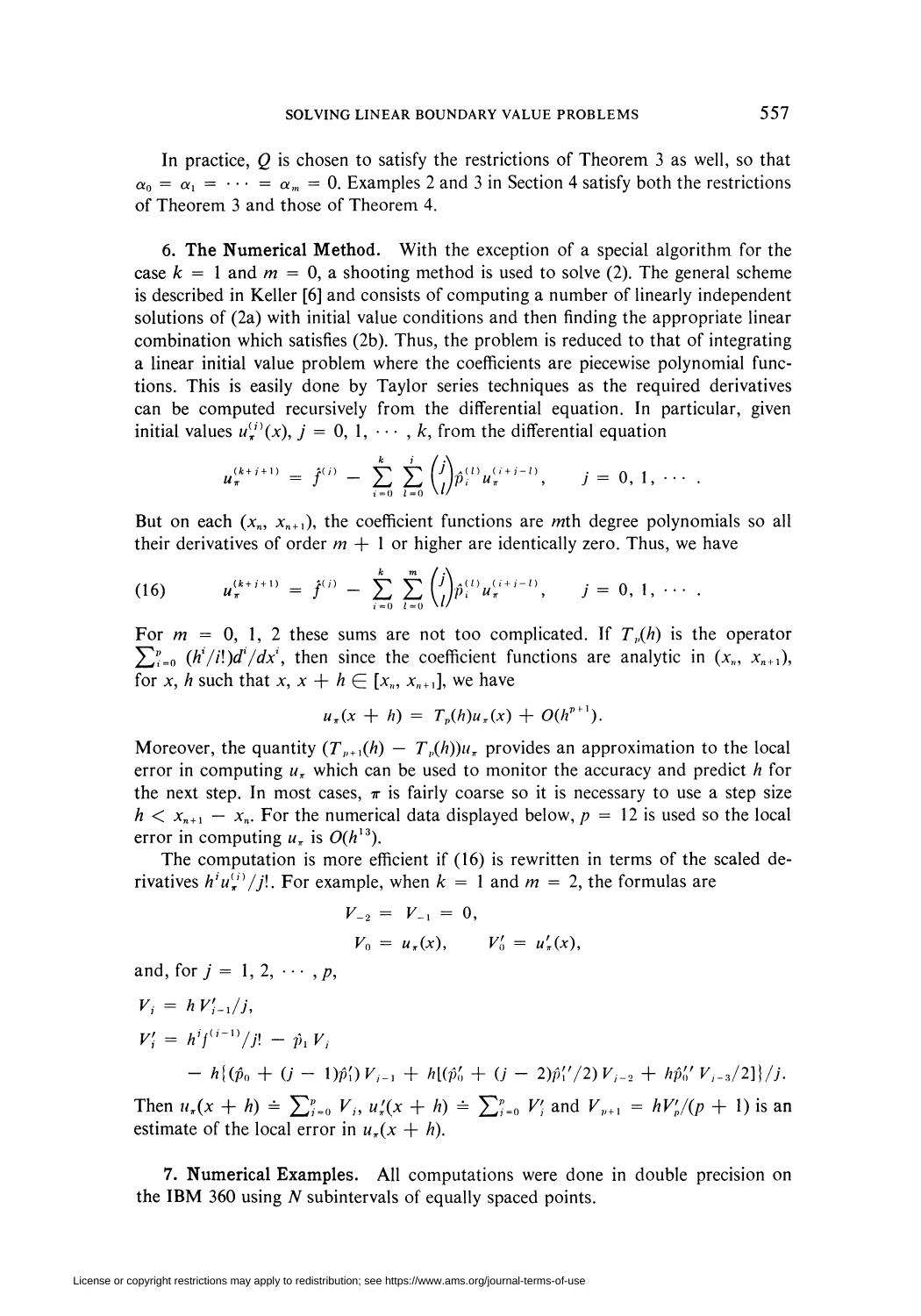In practice, $Q$ is chosen to satisfy the restrictions of Theorem 3 as well, so that $\alpha_0 = \alpha_1 = \cdots = \alpha_m = 0$. Examples 2 and 3 in Section 4 satisfy both the restrictions of Theorem 3 and those of Theorem 4.

**6. The Numerical Method.** With the exception of a special algorithm for the case $k = 1$ and $m = 0$, a shooting method is used to solve (2). The general scheme is described in Keller [6] and consists of computing a number of linearly independent solutions of (2a) with initial value conditions and then finding the appropriate linear combination which satisfies (2b). Thus, the problem is reduced to that of integrating a linear initial value problem where the coefficients are piecewise polynomial functions. This is easily done by Taylor series techniques as the required derivatives can be computed recursively from the differential equation. In particular, given initial values $u_\pi^{(j)}(x)$, $j = 0, 1, \cdots, k$, from the differential equation

$$u_\pi^{(k+j+1)} = \hat{f}^{(j)} - \sum_{i=0}^{k} \sum_{l=0}^{j} \binom{j}{l} \hat{p}_i^{(l)} u_\pi^{(i+j-l)}, \qquad j = 0, 1, \cdots .$$

But on each $(x_n, x_{n+1})$, the coefficient functions are $m$th degree polynomials so all their derivatives of order $m + 1$ or higher are identically zero. Thus, we have

$$(16) \qquad u_\pi^{(k+j+1)} = \hat{f}^{(j)} - \sum_{i=0}^{k} \sum_{l=0}^{m} \binom{j}{l} \hat{p}_i^{(l)} u_\pi^{(i+j-l)}, \qquad j = 0, 1, \cdots .$$

For $m = 0, 1, 2$ these sums are not too complicated. If $T_p(h)$ is the operator $\sum_{i=0}^{p} (h^i/i!) d^i/dx^i$, then since the coefficient functions are analytic in $(x_n, x_{n+1})$, for $x, h$ such that $x, x + h \in [x_n, x_{n+1}]$, we have

$$u_\pi(x + h) = T_p(h) u_\pi(x) + O(h^{p+1}).$$

Moreover, the quantity $(T_{p+1}(h) - T_p(h)) u_\pi$ provides an approximation to the local error in computing $u_\pi$ which can be used to monitor the accuracy and predict $h$ for the next step. In most cases, $\pi$ is fairly coarse so it is necessary to use a step size $h < x_{n+1} - x_n$. For the numerical data displayed below, $p = 12$ is used so the local error in computing $u_\pi$ is $O(h^{13})$.

The computation is more efficient if (16) is rewritten in terms of the scaled derivatives $h^j u_\pi^{(j)}/j!$. For example, when $k = 1$ and $m = 2$, the formulas are

$$V_{-2} = V_{-1} = 0,$$

$$V_0 = u_\pi(x), \qquad V_0' = u_\pi'(x),$$

and, for $j = 1, 2, \cdots, p$,

$$V_j = h V_{j-1}'/j,$$

$$V_j' = h^j f^{(j-1)}/j! - \hat{p}_1 V_j$$

$$- h\{(\hat{p}_0 + (j-1)\hat{p}_1') V_{j-1} + h[(\hat{p}_0' + (j-2)\hat{p}_1''/2) V_{j-2} + h\hat{p}_0'' V_{j-3}/2]\}/j.$$

Then $u_\pi(x + h) \doteq \sum_{j=0}^{p} V_j$, $u_\pi'(x + h) \doteq \sum_{j=0}^{p} V_j'$ and $V_{p+1} = h V_p'/(p + 1)$ is an estimate of the local error in $u_\pi(x + h)$.

**7. Numerical Examples.** All computations were done in double precision on the IBM 360 using $N$ subintervals of equally spaced points.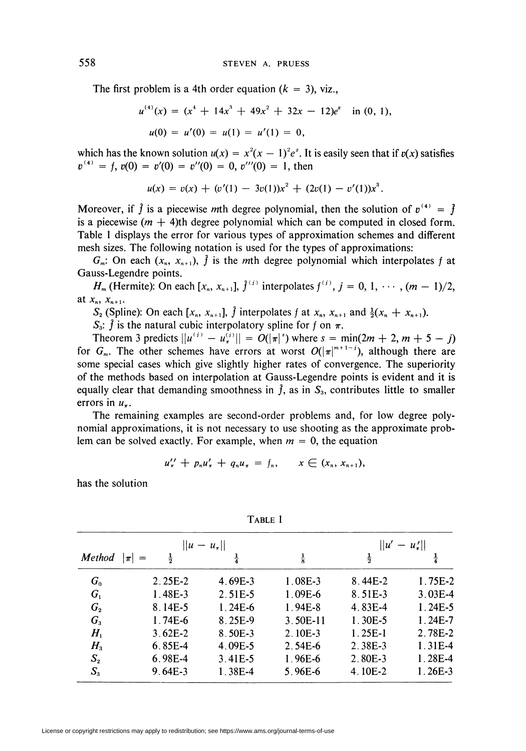The first problem is a 4th order equation ($k = 3$), viz.,

$$u^{(4)}(x) = (x^4 + 14x^3 + 49x^2 + 32x - 12)e^x \quad \text{in } (0, 1),$$

$$u(0) = u'(0) = u(1) = u'(1) = 0,$$

which has the known solution $u(x) = x^2(x - 1)^2 e^x$. It is easily seen that if $v(x)$ satisfies $v^{(4)} = f$, $v(0) = v'(0) = v''(0) = 0$, $v'''(0) = 1$, then

$$u(x) = v(x) + (v'(1) - 3v(1))x^2 + (2v(1) - v'(1))x^3.$$

Moreover, if $\hat{f}$ is a piecewise $m$th degree polynomial, then the solution of $v^{(4)} = \hat{f}$ is a piecewise $(m + 4)$th degree polynomial which can be computed in closed form. Table 1 displays the error for various types of approximation schemes and different mesh sizes. The following notation is used for the types of approximations:

$G_m$: On each $(x_n, x_{n+1})$, $\hat{f}$ is the $m$th degree polynomial which interpolates $f$ at Gauss-Legendre points.

$H_m$ (Hermite): On each $[x_n, x_{n+1}]$, $\hat{f}^{(j)}$ interpolates $f^{(j)}$, $j = 0, 1, \cdots, (m - 1)/2$, at $x_n$, $x_{n+1}$.

$S_2$ (Spline): On each $[x_n, x_{n+1}]$, $\hat{f}$ interpolates $f$ at $x_n$, $x_{n+1}$ and $\frac{1}{2}(x_n + x_{n+1})$.

$S_3$: $\hat{f}$ is the natural cubic interpolatory spline for $f$ on $\pi$.

Theorem 3 predicts $\|u^{(j)} - u_\pi^{(j)}\| = O(|\pi|^s)$ where $s = \min(2m + 2, m + 5 - j)$ for $G_m$. The other schemes have errors at worst $O(|\pi|^{m+1-j})$, although there are some special cases which give slightly higher rates of convergence. The superiority of the methods based on interpolation at Gauss-Legendre points is evident and it is equally clear that demanding smoothness in $\hat{f}$, as in $S_3$, contributes little to smaller errors in $u_\pi$.

The remaining examples are second-order problems and, for low degree polynomial approximations, it is not necessary to use shooting as the approximate problem can be solved exactly. For example, when $m = 0$, the equation

$$u_\pi'' + p_n u_\pi' + q_n u_\pi = f_n, \qquad x \in (x_n, x_{n+1}),$$

has the solution

TABLE 1

| *Method* $\lvert\pi\rvert =$ | $\|u - u_\pi\|$ $\frac{1}{2}$ | $\frac{1}{4}$ | $\frac{1}{8}$ | $\|u' - u_\pi'\|$ $\frac{1}{2}$ | $\frac{1}{4}$ |
|---|---|---|---|---|---|
| $G_0$ | 2.25E-2 | 4.69E-3 | 1.08E-3 | 8.44E-2 | 1.75E-2 |
| $G_1$ | 1.48E-3 | 2.51E-5 | 1.09E-6 | 8.51E-3 | 3.03E-4 |
| $G_2$ | 8.14E-5 | 1.24E-6 | 1.94E-8 | 4.83E-4 | 1.24E-5 |
| $G_3$ | 1.74E-6 | 8.25E-9 | 3.50E-11 | 1.30E-5 | 1.24E-7 |
| $H_1$ | 3.62E-2 | 8.50E-3 | 2.10E-3 | 1.25E-1 | 2.78E-2 |
| $H_3$ | 6.85E-4 | 4.09E-5 | 2.54E-6 | 2.38E-3 | 1.31E-4 |
| $S_2$ | 6.98E-4 | 3.41E-5 | 1.96E-6 | 2.80E-3 | 1.28E-4 |
| $S_3$ | 9.64E-3 | 1.38E-4 | 5.96E-6 | 4.10E-2 | 1.26E-3 |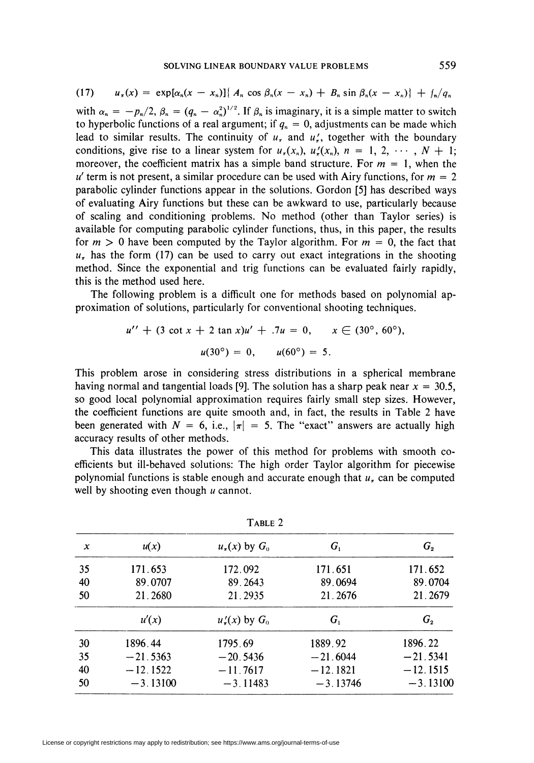$$(17) \qquad u_\pi(x) = \exp[\alpha_n(x - x_n)]\{A_n \cos \beta_n(x - x_n) + B_n \sin \beta_n(x - x_n)\} + f_n/q_n$$

with $\alpha_n = -p_n/2$, $\beta_n = (q_n - \alpha_n^2)^{1/2}$. If $\beta_n$ is imaginary, it is a simple matter to switch to hyperbolic functions of a real argument; if $q_n = 0$, adjustments can be made which lead to similar results. The continuity of $u_\pi$ and $u_\pi'$, together with the boundary conditions, give rise to a linear system for $u_\pi(x_n)$, $u_\pi'(x_n)$, $n = 1, 2, \cdots, N + 1$; moreover, the coefficient matrix has a simple band structure. For $m = 1$, when the $u'$ term is not present, a similar procedure can be used with Airy functions, for $m = 2$ parabolic cylinder functions appear in the solutions. Gordon [5] has described ways of evaluating Airy functions but these can be awkward to use, particularly because of scaling and conditioning problems. No method (other than Taylor series) is available for computing parabolic cylinder functions, thus, in this paper, the results for $m > 0$ have been computed by the Taylor algorithm. For $m = 0$, the fact that $u_\pi$ has the form (17) can be used to carry out exact integrations in the shooting method. Since the exponential and trig functions can be evaluated fairly rapidly, this is the method used here.

The following problem is a difficult one for methods based on polynomial approximation of solutions, particularly for conventional shooting techniques.

$$u'' + (3 \cot x + 2 \tan x)u' + .7u = 0, \qquad x \in (30°, 60°),$$

$$u(30°) = 0, \qquad u(60°) = 5.$$

This problem arose in considering stress distributions in a spherical membrane having normal and tangential loads [9]. The solution has a sharp peak near $x = 30.5$, so good local polynomial approximation requires fairly small step sizes. However, the coefficient functions are quite smooth and, in fact, the results in Table 2 have been generated with $N = 6$, i.e., $|\pi| = 5$. The "exact" answers are actually high accuracy results of other methods.

This data illustrates the power of this method for problems with smooth coefficients but ill-behaved solutions: The high order Taylor algorithm for piecewise polynomial functions is stable enough and accurate enough that $u_\pi$ can be computed well by shooting even though $u$ cannot.

TABLE 2

| $x$ | $u(x)$ | $u_\pi(x)$ by $G_0$ | $G_1$ | $G_2$ |
|---|---|---|---|---|
| 35 | 171.653 | 172.092 | 171.651 | 171.652 |
| 40 | 89.0707 | 89.2643 | 89.0694 | 89.0704 |
| 50 | 21.2680 | 21.2935 | 21.2676 | 21.2679 |
| | $u'(x)$ | $u_\pi'(x)$ by $G_0$ | $G_1$ | $G_2$ |
| 30 | 1896.44 | 1795.69 | 1889.92 | 1896.22 |
| 35 | −21.5363 | −20.5436 | −21.6044 | −21.5341 |
| 40 | −12.1522 | −11.7617 | −12.1821 | −12.1515 |
| 50 | −3.13100 | −3.11483 | −3.13746 | −3.13100 |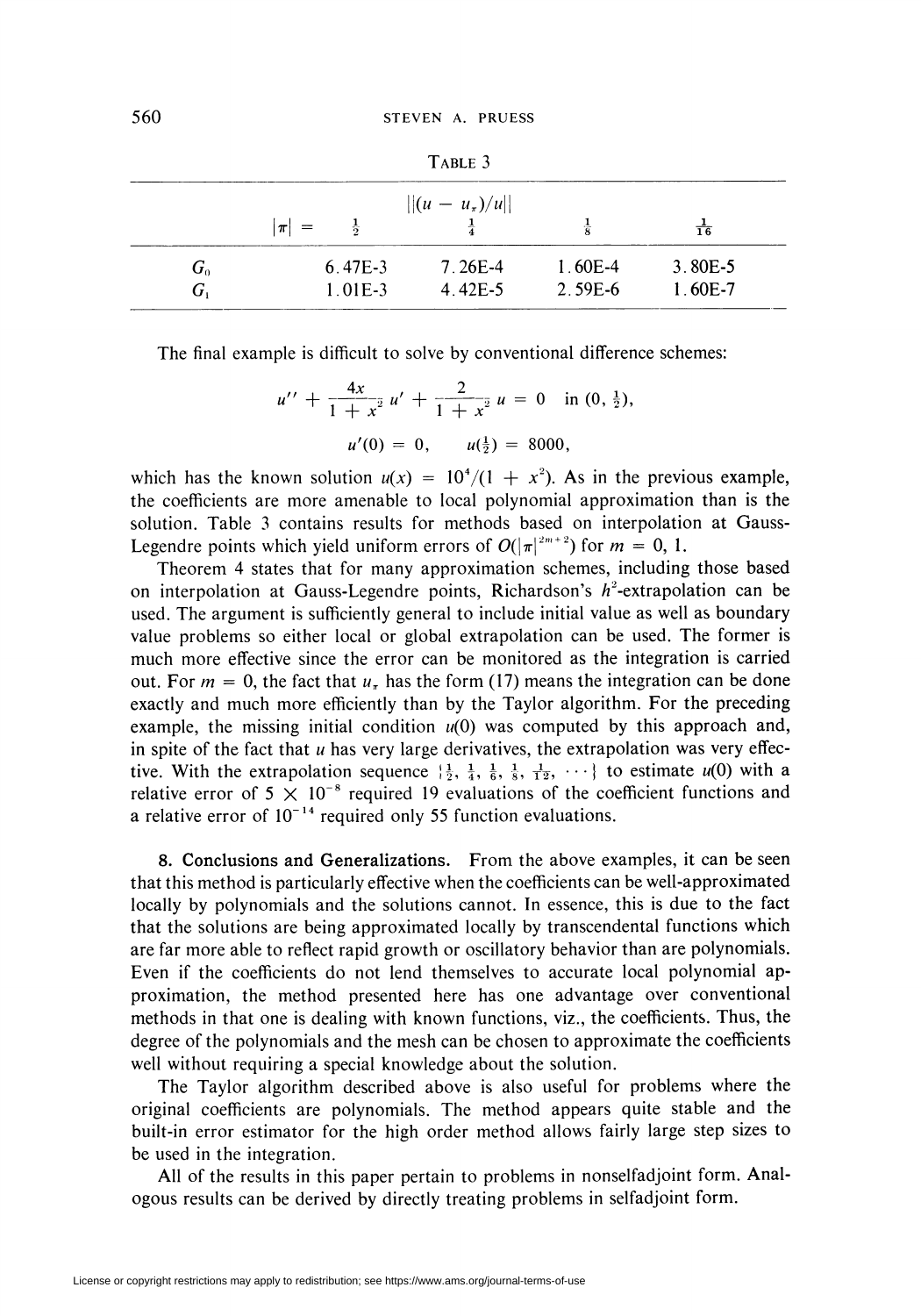TABLE 3

| | $\|(u - u_\pi)/u\|$ | | | |
|---|---|---|---|---|
| $\|\pi\| =$ | $\frac{1}{2}$ | $\frac{1}{4}$ | $\frac{1}{8}$ | $\frac{1}{16}$ |
| $G_0$ | 6.47E-3 | 7.26E-4 | 1.60E-4 | 3.80E-5 |
| $G_1$ | 1.01E-3 | 4.42E-5 | 2.59E-6 | 1.60E-7 |

The final example is difficult to solve by conventional difference schemes:

$$u'' + \frac{4x}{1 + x^2} u' + \frac{2}{1 + x^2} u = 0 \quad \text{in } (0, \tfrac{1}{2}),$$

$$u'(0) = 0, \qquad u(\tfrac{1}{2}) = 8000,$$

which has the known solution $u(x) = 10^4/(1 + x^2)$. As in the previous example, the coefficients are more amenable to local polynomial approximation than is the solution. Table 3 contains results for methods based on interpolation at Gauss-Legendre points which yield uniform errors of $O(|\pi|^{2m+2})$ for $m = 0, 1$.

Theorem 4 states that for many approximation schemes, including those based on interpolation at Gauss-Legendre points, Richardson's $h^2$-extrapolation can be used. The argument is sufficiently general to include initial value as well as boundary value problems so either local or global extrapolation can be used. The former is much more effective since the error can be monitored as the integration is carried out. For $m = 0$, the fact that $u_\pi$ has the form (17) means the integration can be done exactly and much more efficiently than by the Taylor algorithm. For the preceding example, the missing initial condition $u(0)$ was computed by this approach and, in spite of the fact that $u$ has very large derivatives, the extrapolation was very effective. With the extrapolation sequence $\{\frac{1}{2}, \frac{1}{4}, \frac{1}{6}, \frac{1}{8}, \frac{1}{12}, \cdots\}$ to estimate $u(0)$ with a relative error of $5 \times 10^{-8}$ required 19 evaluations of the coefficient functions and a relative error of $10^{-14}$ required only 55 function evaluations.

**8. Conclusions and Generalizations.** From the above examples, it can be seen that this method is particularly effective when the coefficients can be well-approximated locally by polynomials and the solutions cannot. In essence, this is due to the fact that the solutions are being approximated locally by transcendental functions which are far more able to reflect rapid growth or oscillatory behavior than are polynomials. Even if the coefficients do not lend themselves to accurate local polynomial approximation, the method presented here has one advantage over conventional methods in that one is dealing with known functions, viz., the coefficients. Thus, the degree of the polynomials and the mesh can be chosen to approximate the coefficients well without requiring a special knowledge about the solution.

The Taylor algorithm described above is also useful for problems where the original coefficients are polynomials. The method appears quite stable and the built-in error estimator for the high order method allows fairly large step sizes to be used in the integration.

All of the results in this paper pertain to problems in nonselfadjoint form. Analogous results can be derived by directly treating problems in selfadjoint form.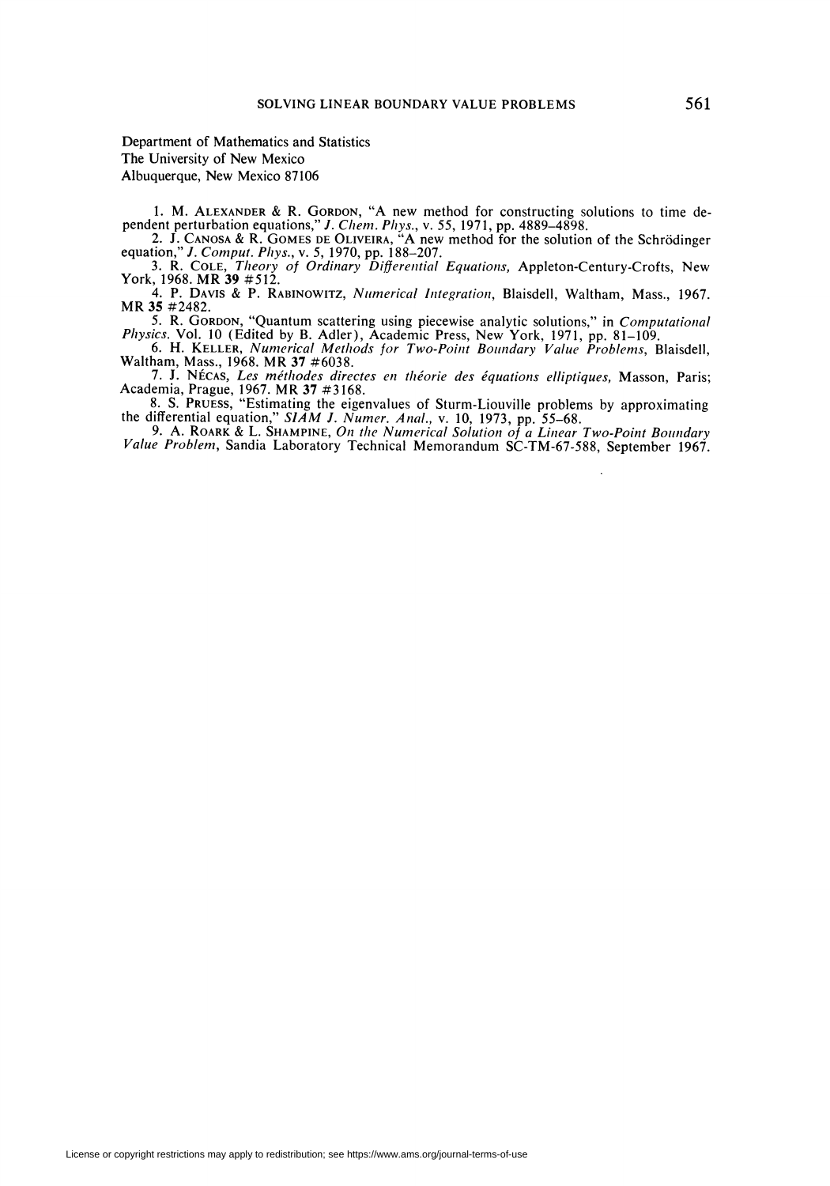Department of Mathematics and Statistics
The University of New Mexico
Albuquerque, New Mexico 87106

1. M. ALEXANDER & R. GORDON, "A new method for constructing solutions to time dependent perturbation equations," *J. Chem. Phys.*, v. 55, 1971, pp. 4889–4898.
2. J. CANOSA & R. GOMES DE OLIVEIRA, "A new method for the solution of the Schrödinger equation," *J. Comput. Phys.*, v. 5, 1970, pp. 188–207.
3. R. COLE, *Theory of Ordinary Differential Equations*, Appleton-Century-Crofts, New York, 1968. MR **39** #512.
4. P. DAVIS & P. RABINOWITZ, *Numerical Integration*, Blaisdell, Waltham, Mass., 1967. MR **35** #2482.
5. R. GORDON, "Quantum scattering using piecewise analytic solutions," in *Computational Physics*. Vol. 10 (Edited by B. Adler), Academic Press, New York, 1971, pp. 81–109.
6. H. KELLER, *Numerical Methods for Two-Point Boundary Value Problems*, Blaisdell, Waltham, Mass., 1968. MR **37** #6038.
7. J. NÉCAS, *Les méthodes directes en théorie des équations elliptiques*, Masson, Paris; Academia, Prague, 1967. MR **37** #3168.
8. S. PRUESS, "Estimating the eigenvalues of Sturm-Liouville problems by approximating the differential equation," *SIAM J. Numer. Anal.*, v. 10, 1973, pp. 55–68.
9. A. ROARK & L. SHAMPINE, *On the Numerical Solution of a Linear Two-Point Boundary Value Problem*, Sandia Laboratory Technical Memorandum SC-TM-67-588, September 1967.